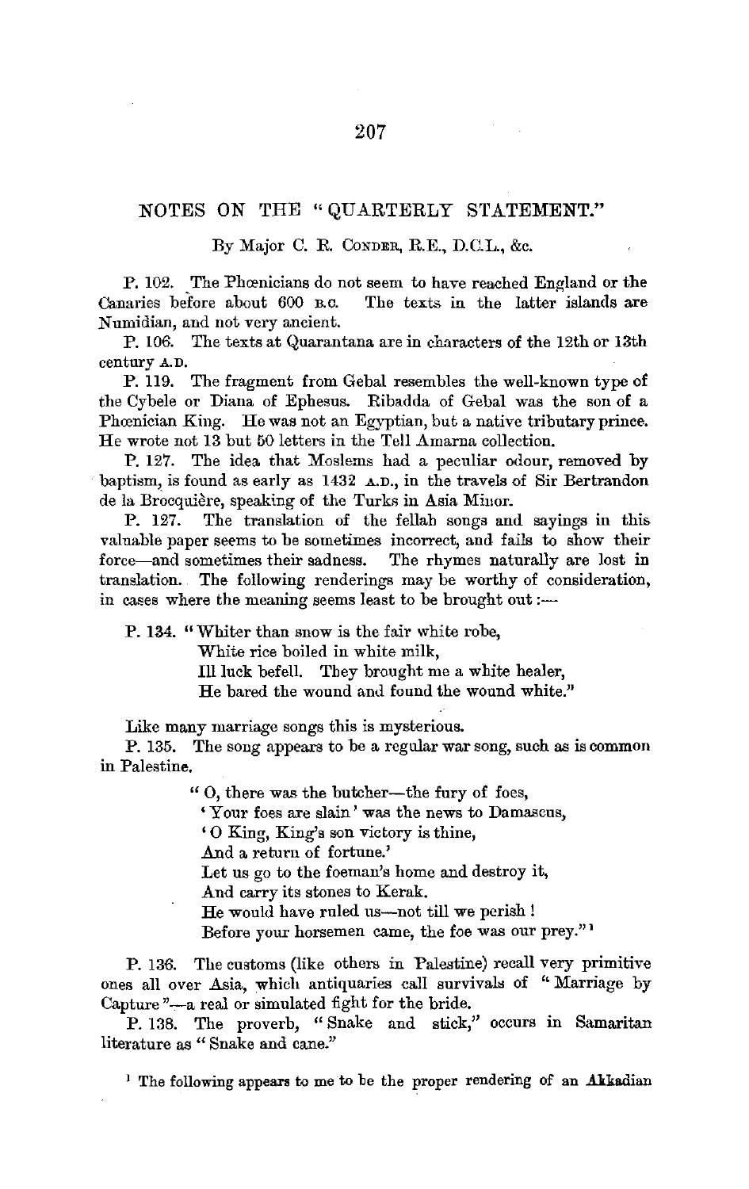## NOTES ON THE "QUARTERLY STATEMENT."

By Major C. R. Conder, R.E., D.C.L., &c.

P. 102. The Phœnicians do not seem to have reached England or the Canaries before about 600 B.C. The texts in the latter islands are Numidian, and not very ancient.

P. 106. The texts at Quarantana are in characters of the 12th or 13th century A.D.

P. 119. The fragment from Gebal resembles the well-known type of the Cybele or Diana of Ephesus. Ribadda of Gebal was the son of a Phœnician King. He was not an Egyptian, but a native tributary prince. He wrote not 13 but 50 letters in the Tell Amarna collection.

P. 127. The idea that Moslems had a peculiar odour, removed by baptism, is found as early as 1432 A.D., in the travels of Sir Bertrandon de la Brocquière, speaking of the Turks in Asia Minor.

P. 127. The translation of the fellah songs and sayings in this valuable paper seems to be sometimes incorrect, and fails to show their force—and sometimes their sadness. The rhymes naturally are lost in translation. The following renderings may be worthy of consideration, in cases where the meaning seems least to be brought out:—

P. 134. "Whiter than snow is the fair white robe,
White rice boiled in white milk,
Ill luck befell. They brought me a white healer,
He bared the wound and found the wound white."

Like many marriage songs this is mysterious.

P. 135. The song appears to be a regular war song, such as is common in Palestine.

> "O, there was the butcher—the fury of foes,
> 'Your foes are slain' was the news to Damascus,
> 'O King, King's son victory is thine,
> And a return of fortune.'
> Let us go to the foeman's home and destroy it,
> And carry its stones to Kerak.
> He would have ruled us—not till we perish!
> Before your horsemen came, the foe was our prey."[1]

P. 136. The customs (like others in Palestine) recall very primitive ones all over Asia, which antiquaries call survivals of "Marriage by Capture"—a real or simulated fight for the bride.

P. 138. The proverb, "Snake and stick," occurs in Samaritan literature as "Snake and cane."

[1] The following appears to me to be the proper rendering of an Akkadian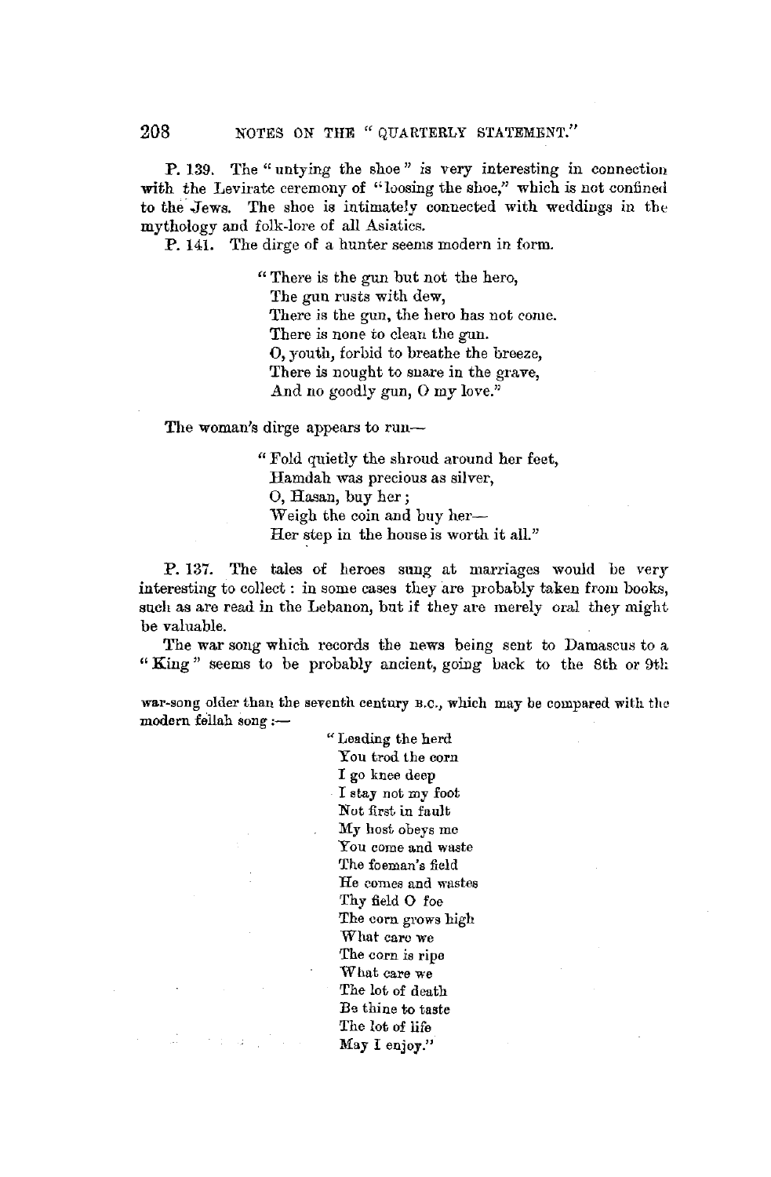P. 139. The "untying the shoe" is very interesting in connection with the Levirate ceremony of "loosing the shoe," which is not confined to the Jews. The shoe is intimately connected with weddings in the mythology and folk-lore of all Asiatics.

P. 141. The dirge of a hunter seems modern in form.

> "There is the gun but not the hero,
> The gun rusts with dew,
> There is the gun, the hero has not come.
> There is none to clean the gun.
> O, youth, forbid to breathe the breeze,
> There is nought to snare in the grave,
> And no goodly gun, O my love."

The woman's dirge appears to run—

> "Fold quietly the shroud around her feet,
> Hamdah was precious as silver,
> O, Hasan, buy her;
> Weigh the coin and buy her—
> Her step in the house is worth it all."

P. 137. The tales of heroes sung at marriages would be very interesting to collect: in some cases they are probably taken from books, such as are read in the Lebanon, but if they are merely oral they might be valuable.

The war song which records the news being sent to Damascus to a "King" seems to be probably ancient, going back to the 8th or 9th

war-song older than the seventh century B.C., which may be compared with the modern fellah song:—

> "Leading the herd
> You trod the corn
> I go knee deep
> I stay not my foot
> Not first in fault
> My host obeys me
> You come and waste
> The foeman's field
> He comes and wastes
> Thy field O foe
> The corn grows high
> What care we
> The corn is ripe
> What care we
> The lot of death
> Be thine to taste
> The lot of life
> May I enjoy."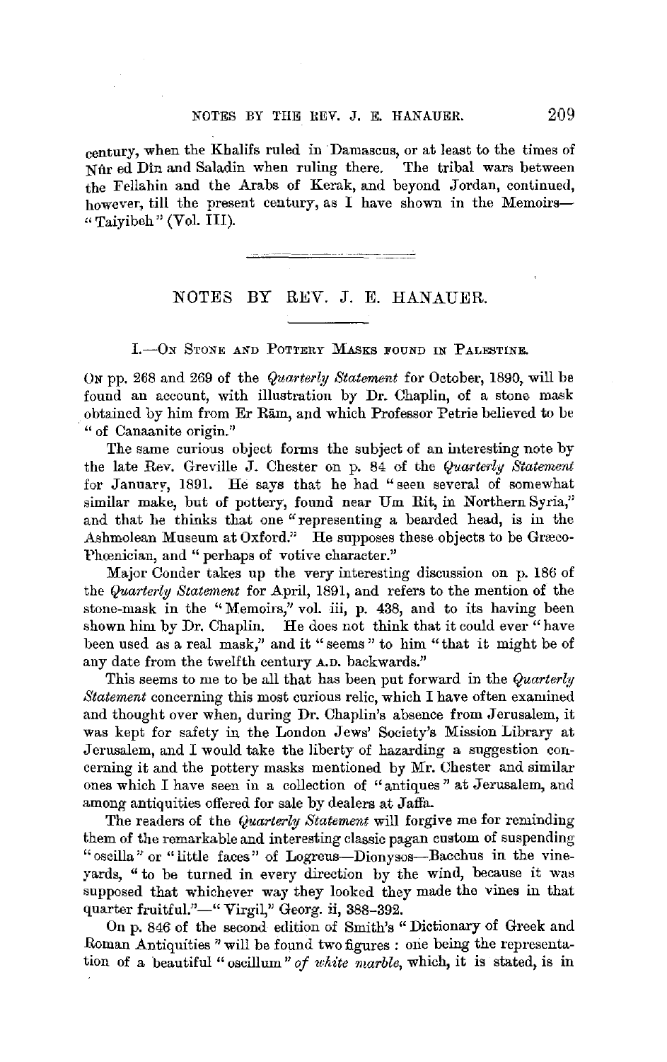century, when the Khalifs ruled in Damascus, or at least to the times of Nûr ed Dîn and Saladin when ruling there. The tribal wars between the Fellahin and the Arabs of Kerak, and beyond Jordan, continued, however, till the present century, as I have shown in the Memoirs—"Taiyibeh" (Vol. III).

---

## NOTES BY REV. J. E. HANAUER.

### I.—On Stone and Pottery Masks found in Palestine.

On pp. 268 and 269 of the *Quarterly Statement* for October, 1890, will be found an account, with illustration by Dr. Chaplin, of a stone mask obtained by him from Er Râm, and which Professor Petrie believed to be "of Canaanite origin."

The same curious object forms the subject of an interesting note by the late Rev. Greville J. Chester on p. 84 of the *Quarterly Statement* for January, 1891. He says that he had "seen several of somewhat similar make, but of pottery, found near Um Rit, in Northern Syria," and that he thinks that one "representing a bearded head, is in the Ashmolean Museum at Oxford." He supposes these objects to be Græco-Phœnician, and "perhaps of votive character."

Major Conder takes up the very interesting discussion on p. 186 of the *Quarterly Statement* for April, 1891, and refers to the mention of the stone-mask in the "Memoirs," vol. iii, p. 438, and to its having been shown him by Dr. Chaplin. He does not think that it could ever "have been used as a real mask," and it "seems" to him "that it might be of any date from the twelfth century A.D. backwards."

This seems to me to be all that has been put forward in the *Quarterly Statement* concerning this most curious relic, which I have often examined and thought over when, during Dr. Chaplin's absence from Jerusalem, it was kept for safety in the London Jews' Society's Mission Library at Jerusalem, and I would take the liberty of hazarding a suggestion concerning it and the pottery masks mentioned by Mr. Chester and similar ones which I have seen in a collection of "antiques" at Jerusalem, and among antiquities offered for sale by dealers at Jaffa.

The readers of the *Quarterly Statement* will forgive me for reminding them of the remarkable and interesting classic pagan custom of suspending "oscilla" or "little faces" of Logreus—Dionysos—Bacchus in the vineyards, "to be turned in every direction by the wind, because it was supposed that whichever way they looked they made the vines in that quarter fruitful."—"Virgil," Georg. ii, 388–392.

On p. 846 of the second edition of Smith's "Dictionary of Greek and Roman Antiquities" will be found two figures: one being the representation of a beautiful "oscillum" *of white marble*, which, it is stated, is in